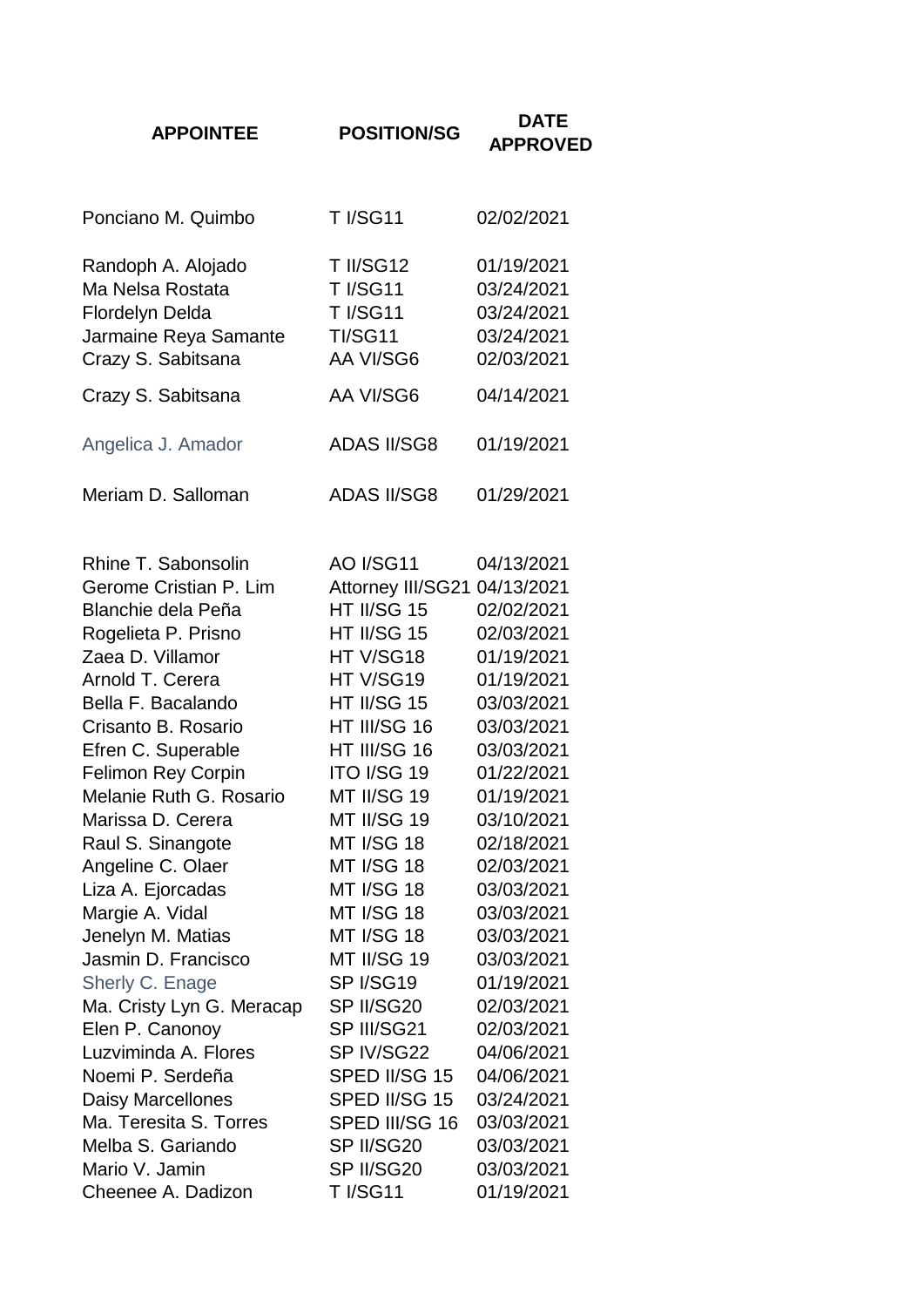| APPOINTEE | POSITION/SG | DATE APPROVED |
| --- | --- | --- |
| Ponciano M. Quimbo | T I/SG11 | 02/02/2021 |
| Randoph A. Alojado | T II/SG12 | 01/19/2021 |
| Ma Nelsa Rostata | T I/SG11 | 03/24/2021 |
| Flordelyn Delda | T I/SG11 | 03/24/2021 |
| Jarmaine Reya Samante | TI/SG11 | 03/24/2021 |
| Crazy S. Sabitsana | AA VI/SG6 | 02/03/2021 |
| Crazy S. Sabitsana | AA VI/SG6 | 04/14/2021 |
| Angelica J. Amador | ADAS II/SG8 | 01/19/2021 |
| Meriam D. Salloman | ADAS II/SG8 | 01/29/2021 |
| Rhine T. Sabonsolin | AO I/SG11 | 04/13/2021 |
| Gerome Cristian P. Lim | Attorney III/SG21 | 04/13/2021 |
| Blanchie dela Peña | HT II/SG 15 | 02/02/2021 |
| Rogelieta P. Prisno | HT II/SG 15 | 02/03/2021 |
| Zaea D. Villamor | HT V/SG18 | 01/19/2021 |
| Arnold T. Cerera | HT V/SG19 | 01/19/2021 |
| Bella F. Bacalando | HT II/SG 15 | 03/03/2021 |
| Crisanto B. Rosario | HT III/SG 16 | 03/03/2021 |
| Efren C. Superable | HT III/SG 16 | 03/03/2021 |
| Felimon Rey Corpin | ITO I/SG 19 | 01/22/2021 |
| Melanie Ruth G. Rosario | MT II/SG 19 | 01/19/2021 |
| Marissa D. Cerera | MT II/SG 19 | 03/10/2021 |
| Raul S. Sinangote | MT I/SG 18 | 02/18/2021 |
| Angeline C. Olaer | MT I/SG 18 | 02/03/2021 |
| Liza A. Ejorcadas | MT I/SG 18 | 03/03/2021 |
| Margie A. Vidal | MT I/SG 18 | 03/03/2021 |
| Jenelyn M. Matias | MT I/SG 18 | 03/03/2021 |
| Jasmin D. Francisco | MT II/SG 19 | 03/03/2021 |
| Sherly C. Enage | SP I/SG19 | 01/19/2021 |
| Ma. Cristy Lyn G. Meracap | SP II/SG20 | 02/03/2021 |
| Elen P. Canonoy | SP III/SG21 | 02/03/2021 |
| Luzviminda A. Flores | SP IV/SG22 | 04/06/2021 |
| Noemi P. Serdeña | SPED II/SG 15 | 04/06/2021 |
| Daisy Marcellones | SPED II/SG 15 | 03/24/2021 |
| Ma. Teresita S. Torres | SPED III/SG 16 | 03/03/2021 |
| Melba S. Gariando | SP II/SG20 | 03/03/2021 |
| Mario V. Jamin | SP II/SG20 | 03/03/2021 |
| Cheenee A. Dadizon | T I/SG11 | 01/19/2021 |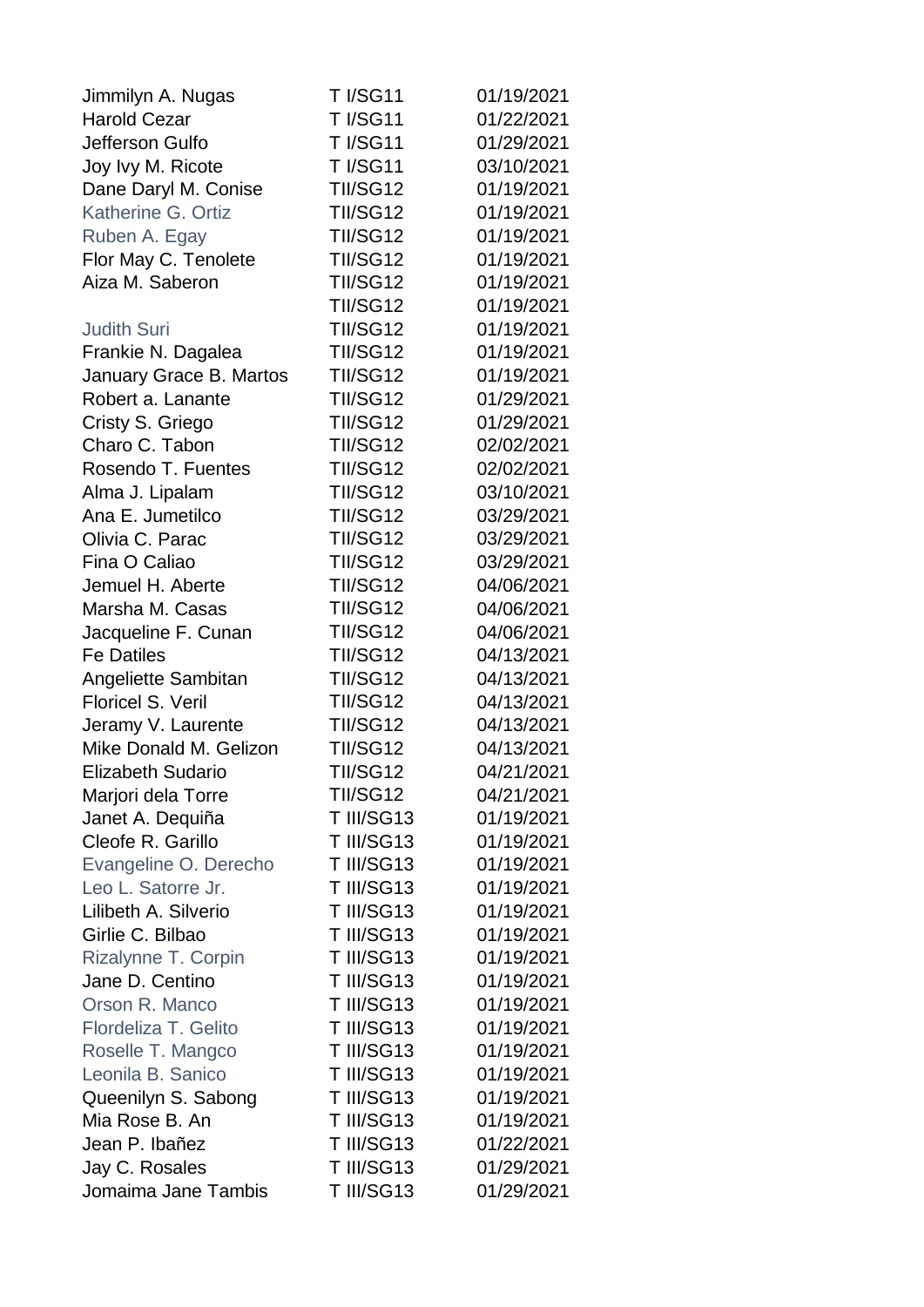| | | |
|---|---|---|
| Jimmilyn A. Nugas | T I/SG11 | 01/19/2021 |
| Harold Cezar | T I/SG11 | 01/22/2021 |
| Jefferson Gulfo | T I/SG11 | 01/29/2021 |
| Joy Ivy M. Ricote | T I/SG11 | 03/10/2021 |
| Dane Daryl M. Conise | TII/SG12 | 01/19/2021 |
| Katherine G. Ortiz | TII/SG12 | 01/19/2021 |
| Ruben A. Egay | TII/SG12 | 01/19/2021 |
| Flor May C. Tenolete | TII/SG12 | 01/19/2021 |
| Aiza M. Saberon | TII/SG12 | 01/19/2021 |
| | TII/SG12 | 01/19/2021 |
| Judith Suri | TII/SG12 | 01/19/2021 |
| Frankie N. Dagalea | TII/SG12 | 01/19/2021 |
| January Grace B. Martos | TII/SG12 | 01/19/2021 |
| Robert a. Lanante | TII/SG12 | 01/29/2021 |
| Cristy S. Griego | TII/SG12 | 01/29/2021 |
| Charo C. Tabon | TII/SG12 | 02/02/2021 |
| Rosendo T. Fuentes | TII/SG12 | 02/02/2021 |
| Alma J. Lipalam | TII/SG12 | 03/10/2021 |
| Ana E. Jumetilco | TII/SG12 | 03/29/2021 |
| Olivia C. Parac | TII/SG12 | 03/29/2021 |
| Fina O Caliao | TII/SG12 | 03/29/2021 |
| Jemuel H. Aberte | TII/SG12 | 04/06/2021 |
| Marsha M. Casas | TII/SG12 | 04/06/2021 |
| Jacqueline F. Cunan | TII/SG12 | 04/06/2021 |
| Fe Datiles | TII/SG12 | 04/13/2021 |
| Angeliette Sambitan | TII/SG12 | 04/13/2021 |
| Floricel S. Veril | TII/SG12 | 04/13/2021 |
| Jeramy V. Laurente | TII/SG12 | 04/13/2021 |
| Mike Donald M. Gelizon | TII/SG12 | 04/13/2021 |
| Elizabeth Sudario | TII/SG12 | 04/21/2021 |
| Marjori dela Torre | TII/SG12 | 04/21/2021 |
| Janet A. Dequiña | T III/SG13 | 01/19/2021 |
| Cleofe R. Garillo | T III/SG13 | 01/19/2021 |
| Evangeline O. Derecho | T III/SG13 | 01/19/2021 |
| Leo L. Satorre Jr. | T III/SG13 | 01/19/2021 |
| Lilibeth A. Silverio | T III/SG13 | 01/19/2021 |
| Girlie C. Bilbao | T III/SG13 | 01/19/2021 |
| Rizalynne T. Corpin | T III/SG13 | 01/19/2021 |
| Jane D. Centino | T III/SG13 | 01/19/2021 |
| Orson R. Manco | T III/SG13 | 01/19/2021 |
| Flordeliza T. Gelito | T III/SG13 | 01/19/2021 |
| Roselle T. Mangco | T III/SG13 | 01/19/2021 |
| Leonila B. Sanico | T III/SG13 | 01/19/2021 |
| Queenilyn S. Sabong | T III/SG13 | 01/19/2021 |
| Mia Rose B. An | T III/SG13 | 01/19/2021 |
| Jean P. Ibañez | T III/SG13 | 01/22/2021 |
| Jay C. Rosales | T III/SG13 | 01/29/2021 |
| Jomaima Jane Tambis | T III/SG13 | 01/29/2021 |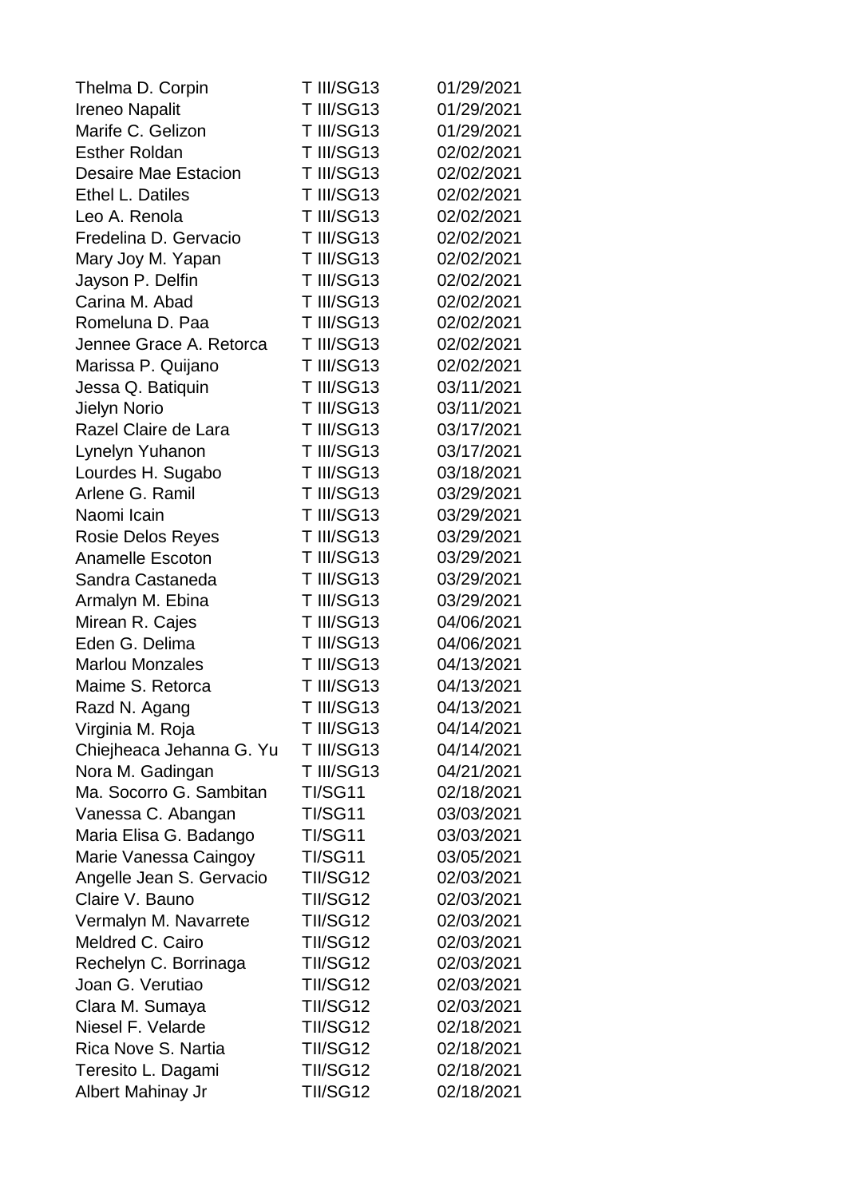| | | |
|---|---|---|
| Thelma D. Corpin | T III/SG13 | 01/29/2021 |
| Ireneo Napalit | T III/SG13 | 01/29/2021 |
| Marife C. Gelizon | T III/SG13 | 01/29/2021 |
| Esther Roldan | T III/SG13 | 02/02/2021 |
| Desaire Mae Estacion | T III/SG13 | 02/02/2021 |
| Ethel L. Datiles | T III/SG13 | 02/02/2021 |
| Leo A. Renola | T III/SG13 | 02/02/2021 |
| Fredelina D. Gervacio | T III/SG13 | 02/02/2021 |
| Mary Joy M. Yapan | T III/SG13 | 02/02/2021 |
| Jayson P. Delfin | T III/SG13 | 02/02/2021 |
| Carina M. Abad | T III/SG13 | 02/02/2021 |
| Romeluna D. Paa | T III/SG13 | 02/02/2021 |
| Jennee Grace A. Retorca | T III/SG13 | 02/02/2021 |
| Marissa P. Quijano | T III/SG13 | 02/02/2021 |
| Jessa Q. Batiquin | T III/SG13 | 03/11/2021 |
| Jielyn Norio | T III/SG13 | 03/11/2021 |
| Razel Claire de Lara | T III/SG13 | 03/17/2021 |
| Lynelyn Yuhanon | T III/SG13 | 03/17/2021 |
| Lourdes H. Sugabo | T III/SG13 | 03/18/2021 |
| Arlene G. Ramil | T III/SG13 | 03/29/2021 |
| Naomi Icain | T III/SG13 | 03/29/2021 |
| Rosie Delos Reyes | T III/SG13 | 03/29/2021 |
| Anamelle Escoton | T III/SG13 | 03/29/2021 |
| Sandra Castaneda | T III/SG13 | 03/29/2021 |
| Armalyn M. Ebina | T III/SG13 | 03/29/2021 |
| Mirean R. Cajes | T III/SG13 | 04/06/2021 |
| Eden G. Delima | T III/SG13 | 04/06/2021 |
| Marlou Monzales | T III/SG13 | 04/13/2021 |
| Maime S. Retorca | T III/SG13 | 04/13/2021 |
| Razd N. Agang | T III/SG13 | 04/13/2021 |
| Virginia M. Roja | T III/SG13 | 04/14/2021 |
| Chiejheaca Jehanna G. Yu | T III/SG13 | 04/14/2021 |
| Nora M. Gadingan | T III/SG13 | 04/21/2021 |
| Ma. Socorro G. Sambitan | TI/SG11 | 02/18/2021 |
| Vanessa C. Abangan | TI/SG11 | 03/03/2021 |
| Maria Elisa G. Badango | TI/SG11 | 03/03/2021 |
| Marie Vanessa Caingoy | TI/SG11 | 03/05/2021 |
| Angelle Jean S. Gervacio | TII/SG12 | 02/03/2021 |
| Claire V. Bauno | TII/SG12 | 02/03/2021 |
| Vermalyn M. Navarrete | TII/SG12 | 02/03/2021 |
| Meldred C. Cairo | TII/SG12 | 02/03/2021 |
| Rechelyn C. Borrinaga | TII/SG12 | 02/03/2021 |
| Joan G. Verutiao | TII/SG12 | 02/03/2021 |
| Clara M. Sumaya | TII/SG12 | 02/03/2021 |
| Niesel F. Velarde | TII/SG12 | 02/18/2021 |
| Rica Nove S. Nartia | TII/SG12 | 02/18/2021 |
| Teresito L. Dagami | TII/SG12 | 02/18/2021 |
| Albert Mahinay Jr | TII/SG12 | 02/18/2021 |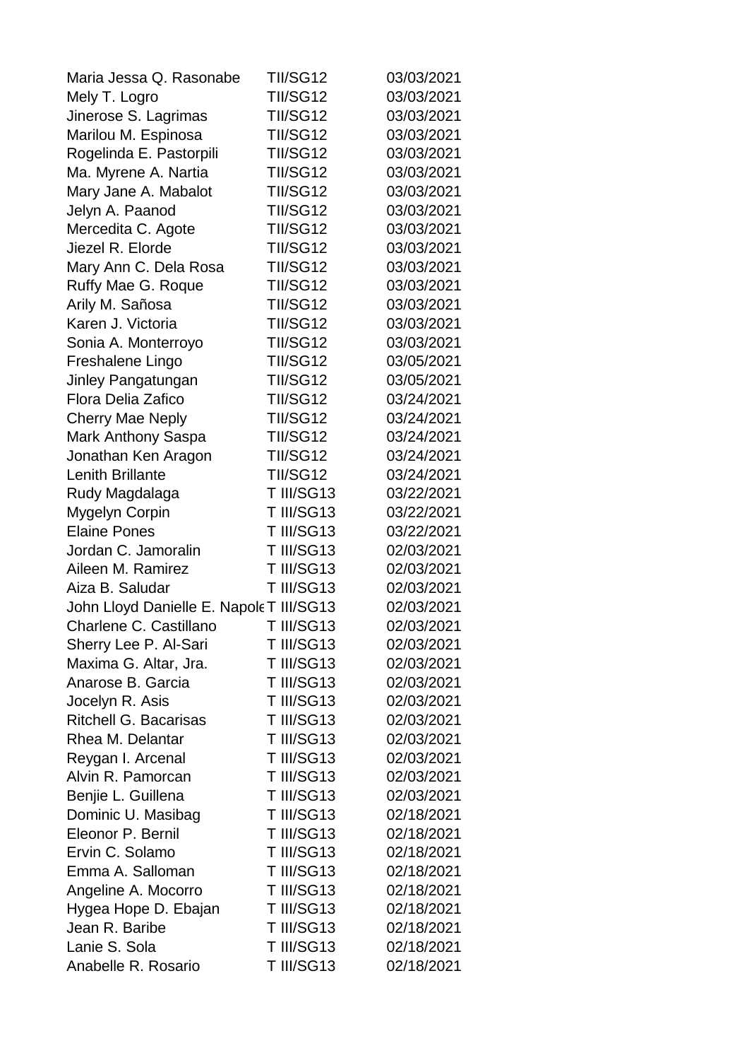| | | |
|---|---|---|
| Maria Jessa Q. Rasonabe | TII/SG12 | 03/03/2021 |
| Mely T. Logro | TII/SG12 | 03/03/2021 |
| Jinerose S. Lagrimas | TII/SG12 | 03/03/2021 |
| Marilou M. Espinosa | TII/SG12 | 03/03/2021 |
| Rogelinda E. Pastorpili | TII/SG12 | 03/03/2021 |
| Ma. Myrene A. Nartia | TII/SG12 | 03/03/2021 |
| Mary Jane A. Mabalot | TII/SG12 | 03/03/2021 |
| Jelyn A. Paanod | TII/SG12 | 03/03/2021 |
| Mercedita C. Agote | TII/SG12 | 03/03/2021 |
| Jiezel R. Elorde | TII/SG12 | 03/03/2021 |
| Mary Ann C. Dela Rosa | TII/SG12 | 03/03/2021 |
| Ruffy Mae G. Roque | TII/SG12 | 03/03/2021 |
| Arily M. Sañosa | TII/SG12 | 03/03/2021 |
| Karen J. Victoria | TII/SG12 | 03/03/2021 |
| Sonia A. Monterroyo | TII/SG12 | 03/03/2021 |
| Freshalene Lingo | TII/SG12 | 03/05/2021 |
| Jinley Pangatungan | TII/SG12 | 03/05/2021 |
| Flora Delia Zafico | TII/SG12 | 03/24/2021 |
| Cherry Mae Neply | TII/SG12 | 03/24/2021 |
| Mark Anthony Saspa | TII/SG12 | 03/24/2021 |
| Jonathan Ken Aragon | TII/SG12 | 03/24/2021 |
| Lenith Brillante | TII/SG12 | 03/24/2021 |
| Rudy Magdalaga | T III/SG13 | 03/22/2021 |
| Mygelyn Corpin | T III/SG13 | 03/22/2021 |
| Elaine Pones | T III/SG13 | 03/22/2021 |
| Jordan C. Jamoralin | T III/SG13 | 02/03/2021 |
| Aileen M. Ramirez | T III/SG13 | 02/03/2021 |
| Aiza B. Saludar | T III/SG13 | 02/03/2021 |
| John Lloyd Danielle E. Napole | T III/SG13 | 02/03/2021 |
| Charlene C. Castillano | T III/SG13 | 02/03/2021 |
| Sherry Lee P. Al-Sari | T III/SG13 | 02/03/2021 |
| Maxima G. Altar, Jra. | T III/SG13 | 02/03/2021 |
| Anarose B. Garcia | T III/SG13 | 02/03/2021 |
| Jocelyn R. Asis | T III/SG13 | 02/03/2021 |
| Ritchell G. Bacarisas | T III/SG13 | 02/03/2021 |
| Rhea M. Delantar | T III/SG13 | 02/03/2021 |
| Reygan I. Arcenal | T III/SG13 | 02/03/2021 |
| Alvin R. Pamorcan | T III/SG13 | 02/03/2021 |
| Benjie L. Guillena | T III/SG13 | 02/03/2021 |
| Dominic U. Masibag | T III/SG13 | 02/18/2021 |
| Eleonor P. Bernil | T III/SG13 | 02/18/2021 |
| Ervin C. Solamo | T III/SG13 | 02/18/2021 |
| Emma A. Salloman | T III/SG13 | 02/18/2021 |
| Angeline A. Mocorro | T III/SG13 | 02/18/2021 |
| Hygea Hope D. Ebajan | T III/SG13 | 02/18/2021 |
| Jean R. Baribe | T III/SG13 | 02/18/2021 |
| Lanie S. Sola | T III/SG13 | 02/18/2021 |
| Anabelle R. Rosario | T III/SG13 | 02/18/2021 |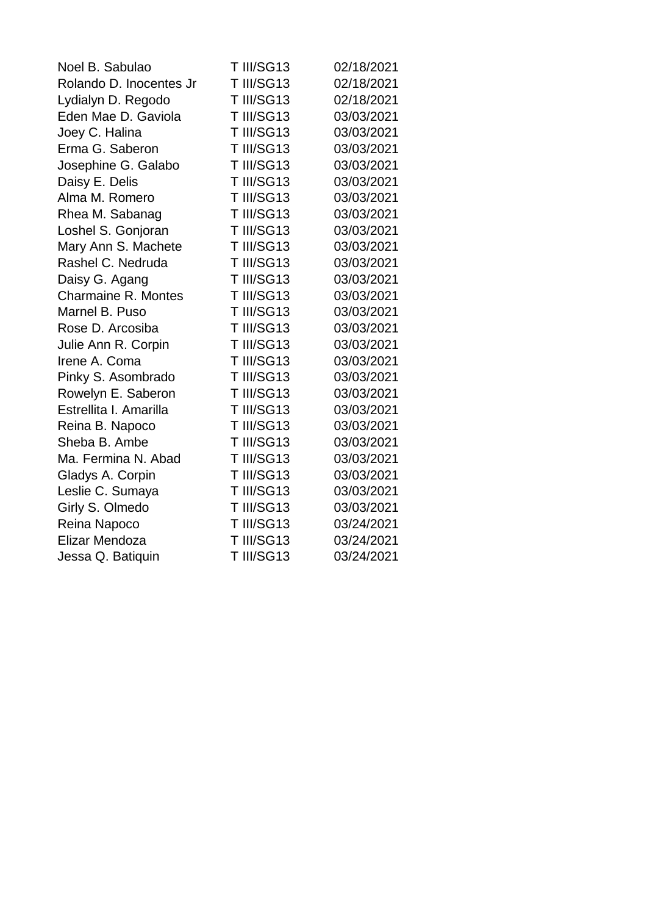| | | |
|---|---|---|
| Noel B. Sabulao | T III/SG13 | 02/18/2021 |
| Rolando D. Inocentes Jr | T III/SG13 | 02/18/2021 |
| Lydialyn D. Regodo | T III/SG13 | 02/18/2021 |
| Eden Mae D. Gaviola | T III/SG13 | 03/03/2021 |
| Joey C. Halina | T III/SG13 | 03/03/2021 |
| Erma G. Saberon | T III/SG13 | 03/03/2021 |
| Josephine G. Galabo | T III/SG13 | 03/03/2021 |
| Daisy E. Delis | T III/SG13 | 03/03/2021 |
| Alma M. Romero | T III/SG13 | 03/03/2021 |
| Rhea M. Sabanag | T III/SG13 | 03/03/2021 |
| Loshel S. Gonjoran | T III/SG13 | 03/03/2021 |
| Mary Ann S. Machete | T III/SG13 | 03/03/2021 |
| Rashel C. Nedruda | T III/SG13 | 03/03/2021 |
| Daisy G. Agang | T III/SG13 | 03/03/2021 |
| Charmaine R. Montes | T III/SG13 | 03/03/2021 |
| Marnel B. Puso | T III/SG13 | 03/03/2021 |
| Rose D. Arcosiba | T III/SG13 | 03/03/2021 |
| Julie Ann R. Corpin | T III/SG13 | 03/03/2021 |
| Irene A. Coma | T III/SG13 | 03/03/2021 |
| Pinky S. Asombrado | T III/SG13 | 03/03/2021 |
| Rowelyn E. Saberon | T III/SG13 | 03/03/2021 |
| Estrellita I. Amarilla | T III/SG13 | 03/03/2021 |
| Reina B. Napoco | T III/SG13 | 03/03/2021 |
| Sheba B. Ambe | T III/SG13 | 03/03/2021 |
| Ma. Fermina N. Abad | T III/SG13 | 03/03/2021 |
| Gladys A. Corpin | T III/SG13 | 03/03/2021 |
| Leslie C. Sumaya | T III/SG13 | 03/03/2021 |
| Girly S. Olmedo | T III/SG13 | 03/03/2021 |
| Reina Napoco | T III/SG13 | 03/24/2021 |
| Elizar Mendoza | T III/SG13 | 03/24/2021 |
| Jessa Q. Batiquin | T III/SG13 | 03/24/2021 |